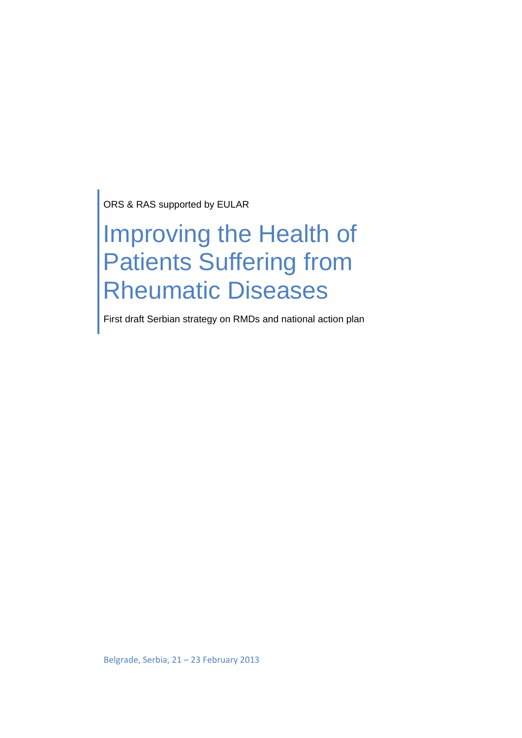ORS & RAS supported by EULAR

# Improving the Health of Patients Suffering from Rheumatic Diseases

First draft Serbian strategy on RMDs and national action plan

Belgrade, Serbia, 21 – 23 February 2013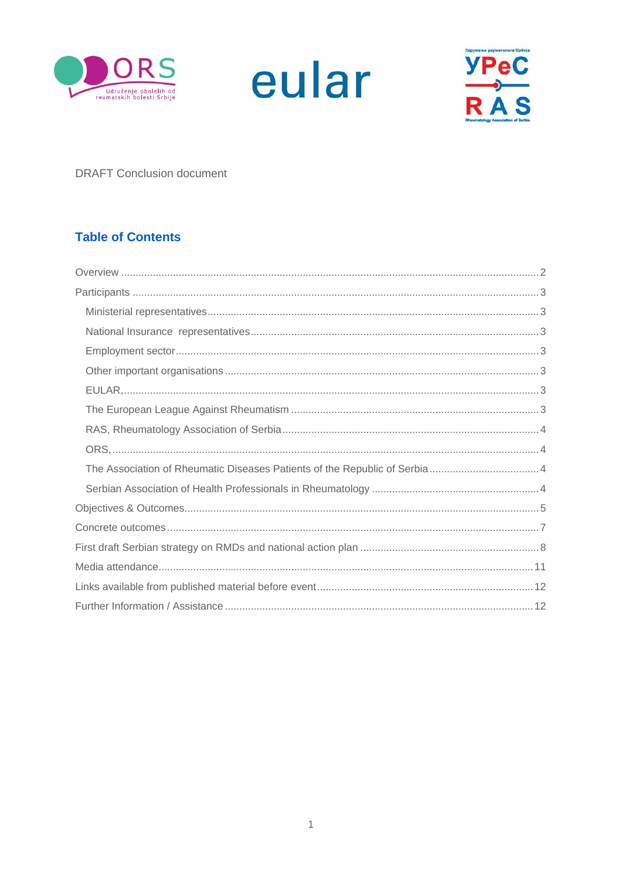DRAFT Conclusion document

## Table of Contents

Overview ........................................................................................................................................ 2

Participants ..................................................................................................................................... 3

- Ministerial representatives ........................................................................................................ 3
- National Insurance representatives .......................................................................................... 3
- Employment sector .................................................................................................................... 3
- Other important organisations .................................................................................................. 3
- EULAR, ..................................................................................................................................... 3
- The European League Against Rheumatism ............................................................................ 3
- RAS, Rheumatology Association of Serbia ................................................................................ 4
- ORS, .......................................................................................................................................... 4
- The Association of Rheumatic Diseases Patients of the Republic of Serbia .............................. 4
- Serbian Association of Health Professionals in Rheumatology ................................................. 4

Objectives & Outcomes ................................................................................................................. 5

Concrete outcomes ........................................................................................................................ 7

First draft Serbian strategy on RMDs and national action plan ..................................................... 8

Media attendance ........................................................................................................................ 11

Links available from published material before event ................................................................. 12

Further Information / Assistance .................................................................................................. 12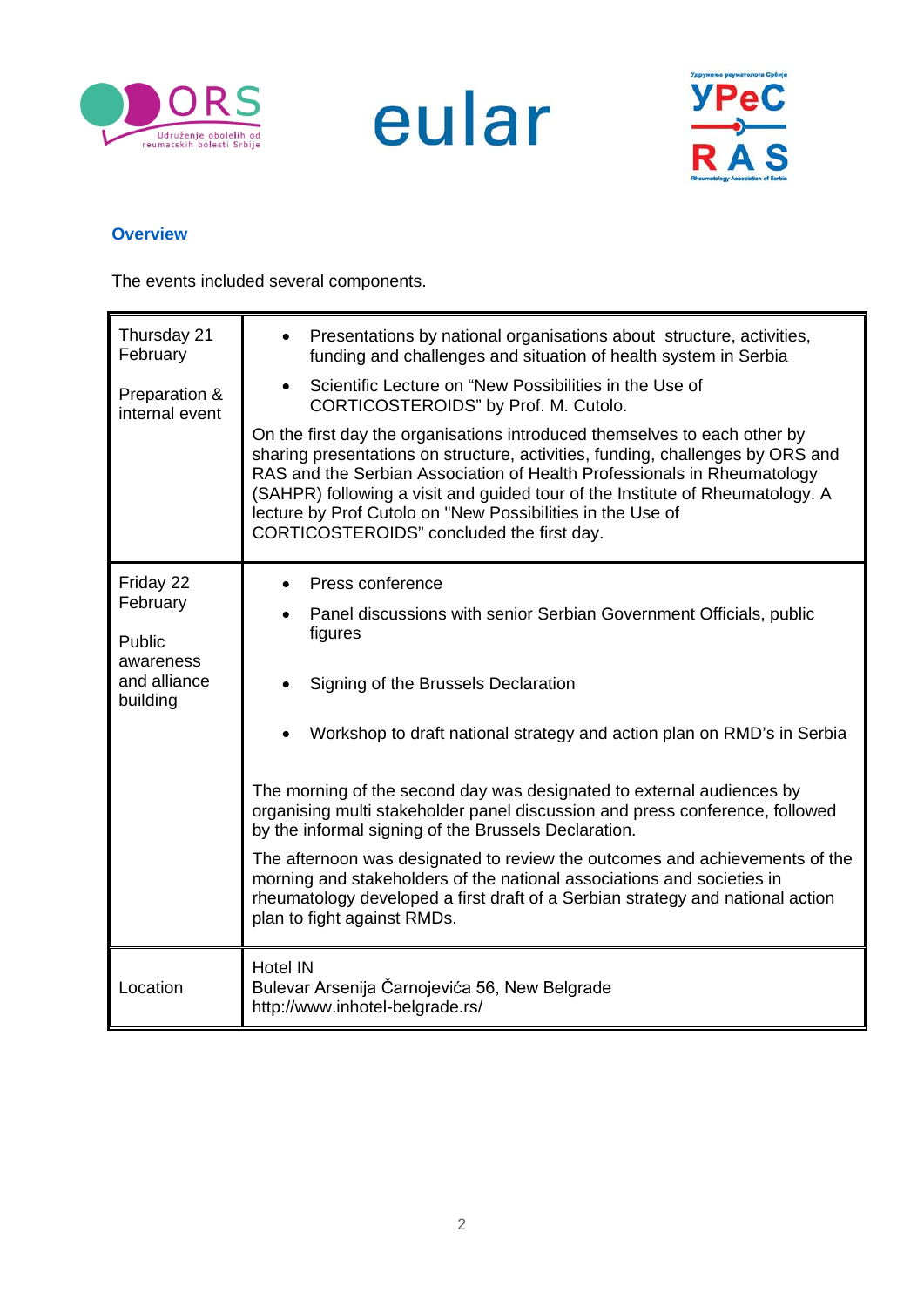## Overview

The events included several components.

| | |
|---|---|
| Thursday 21 February<br><br>Preparation & internal event | • Presentations by national organisations about structure, activities, funding and challenges and situation of health system in Serbia<br>• Scientific Lecture on "New Possibilities in the Use of CORTICOSTEROIDS" by Prof. M. Cutolo.<br><br>On the first day the organisations introduced themselves to each other by sharing presentations on structure, activities, funding, challenges by ORS and RAS and the Serbian Association of Health Professionals in Rheumatology (SAHPR) following a visit and guided tour of the Institute of Rheumatology. A lecture by Prof Cutolo on "New Possibilities in the Use of CORTICOSTEROIDS" concluded the first day. |
| Friday 22 February<br><br>Public awareness and alliance building | • Press conference<br>• Panel discussions with senior Serbian Government Officials, public figures<br>• Signing of the Brussels Declaration<br>• Workshop to draft national strategy and action plan on RMD's in Serbia<br><br>The morning of the second day was designated to external audiences by organising multi stakeholder panel discussion and press conference, followed by the informal signing of the Brussels Declaration.<br><br>The afternoon was designated to review the outcomes and achievements of the morning and stakeholders of the national associations and societies in rheumatology developed a first draft of a Serbian strategy and national action plan to fight against RMDs. |
| Location | Hotel IN<br>Bulevar Arsenija Čarnojevića 56, New Belgrade<br>http://www.inhotel-belgrade.rs/ |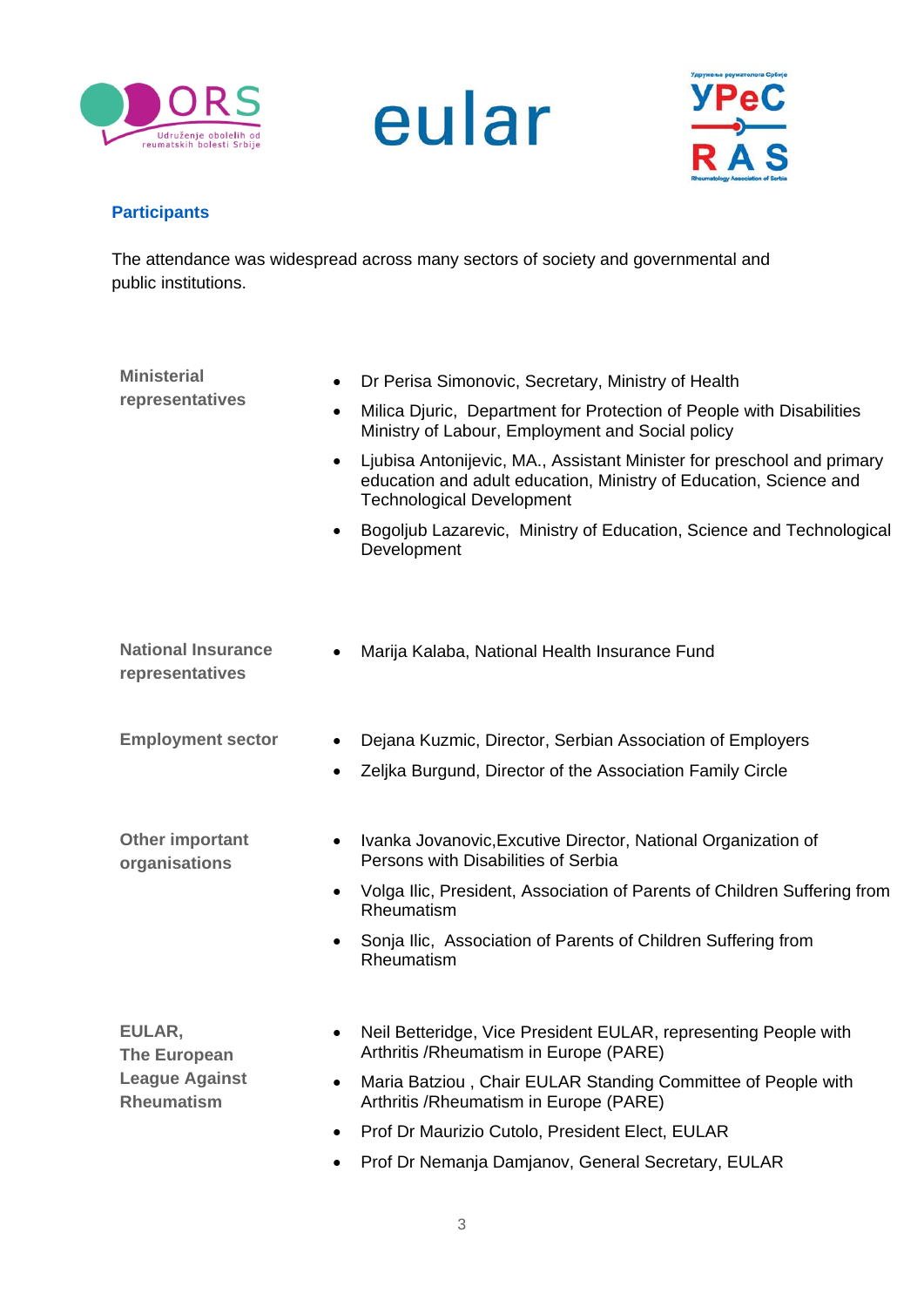## Participants

The attendance was widespread across many sectors of society and governmental and public institutions.

**Ministerial representatives**

- Dr Perisa Simonovic, Secretary, Ministry of Health
- Milica Djuric, Department for Protection of People with Disabilities Ministry of Labour, Employment and Social policy
- Ljubisa Antonijevic, MA., Assistant Minister for preschool and primary education and adult education, Ministry of Education, Science and Technological Development
- Bogoljub Lazarevic, Ministry of Education, Science and Technological Development

**National Insurance representatives**

- Marija Kalaba, National Health Insurance Fund

**Employment sector**

- Dejana Kuzmic, Director, Serbian Association of Employers
- Zeljka Burgund, Director of the Association Family Circle

**Other important organisations**

- Ivanka Jovanovic,Excutive Director, National Organization of Persons with Disabilities of Serbia
- Volga Ilic, President, Association of Parents of Children Suffering from Rheumatism
- Sonja Ilic, Association of Parents of Children Suffering from Rheumatism

**EULAR, The European League Against Rheumatism**

- Neil Betteridge, Vice President EULAR, representing People with Arthritis /Rheumatism in Europe (PARE)
- Maria Batziou , Chair EULAR Standing Committee of People with Arthritis /Rheumatism in Europe (PARE)
- Prof Dr Maurizio Cutolo, President Elect, EULAR
- Prof Dr Nemanja Damjanov, General Secretary, EULAR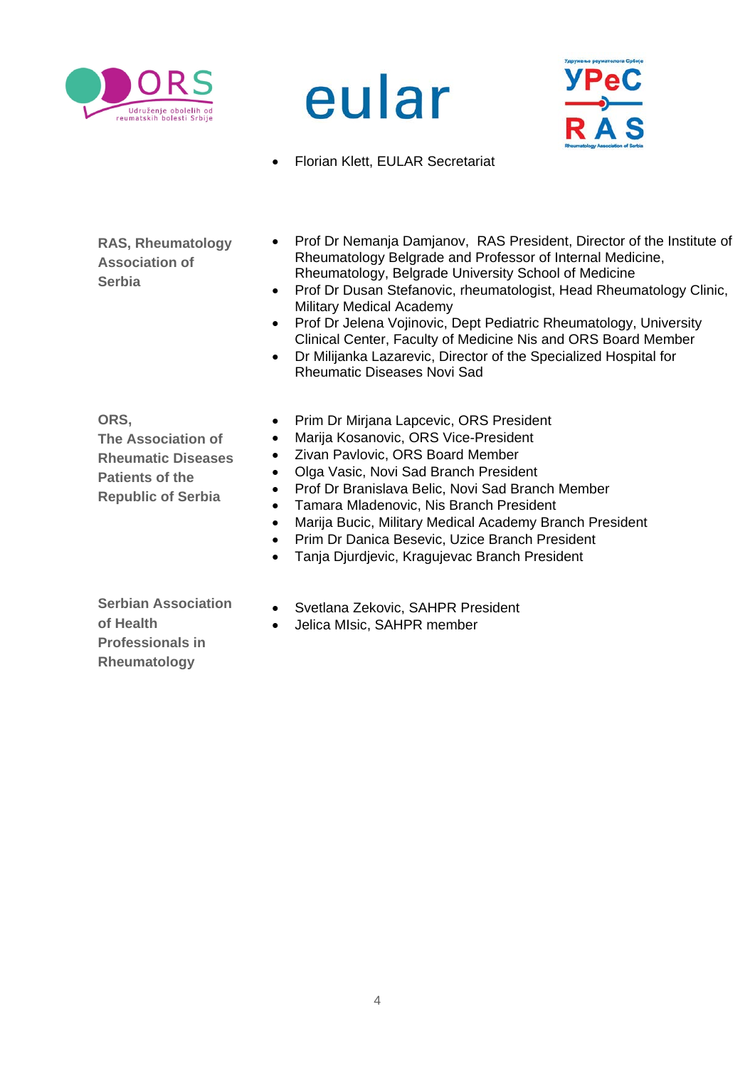- Florian Klett, EULAR Secretariat

**RAS, Rheumatology Association of Serbia**

- Prof Dr Nemanja Damjanov, RAS President, Director of the Institute of Rheumatology Belgrade and Professor of Internal Medicine, Rheumatology, Belgrade University School of Medicine
- Prof Dr Dusan Stefanovic, rheumatologist, Head Rheumatology Clinic, Military Medical Academy
- Prof Dr Jelena Vojinovic, Dept Pediatric Rheumatology, University Clinical Center, Faculty of Medicine Nis and ORS Board Member
- Dr Milijanka Lazarevic, Director of the Specialized Hospital for Rheumatic Diseases Novi Sad

**ORS, The Association of Rheumatic Diseases Patients of the Republic of Serbia**

- Prim Dr Mirjana Lapcevic, ORS President
- Marija Kosanovic, ORS Vice-President
- Zivan Pavlovic, ORS Board Member
- Olga Vasic, Novi Sad Branch President
- Prof Dr Branislava Belic, Novi Sad Branch Member
- Tamara Mladenovic, Nis Branch President
- Marija Bucic, Military Medical Academy Branch President
- Prim Dr Danica Besevic, Uzice Branch President
- Tanja Djurdjevic, Kragujevac Branch President

**Serbian Association of Health Professionals in Rheumatology**

- Svetlana Zekovic, SAHPR President
- Jelica MIsic, SAHPR member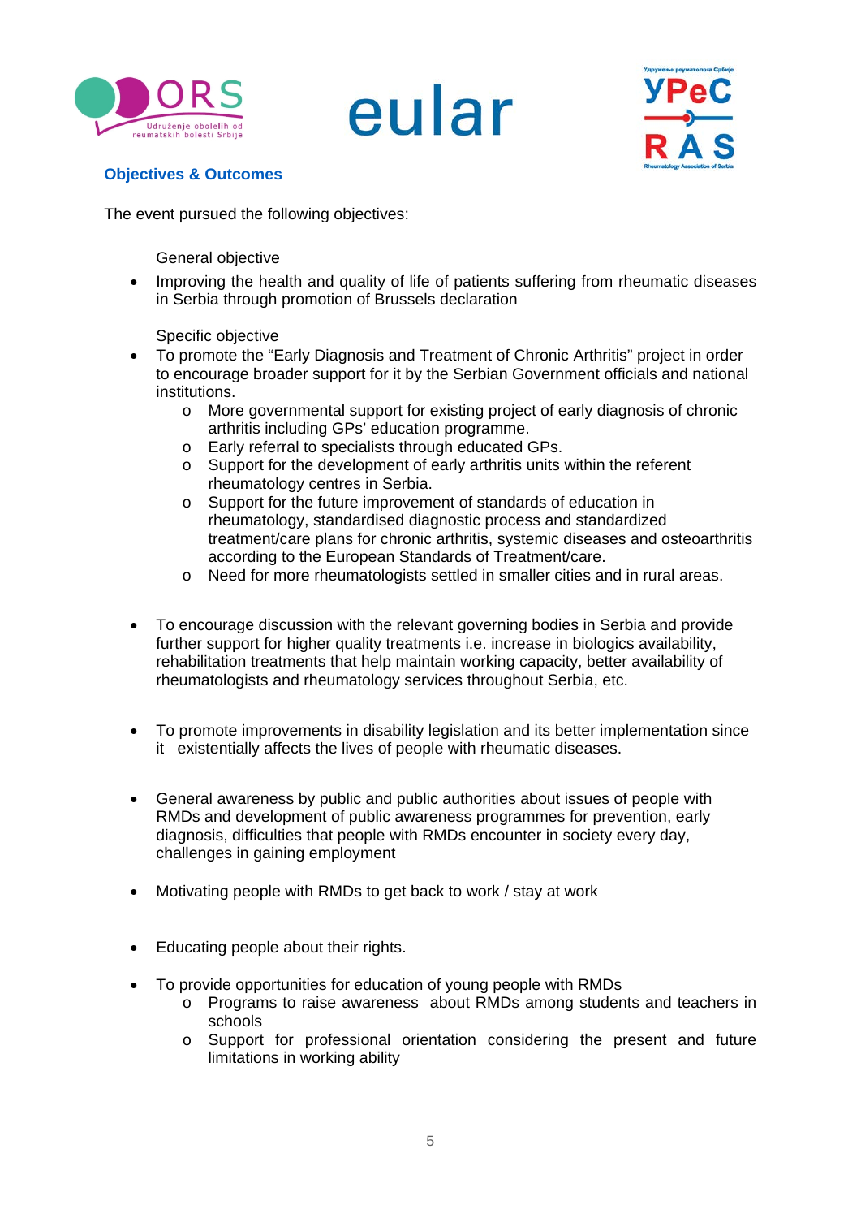## Objectives & Outcomes

The event pursued the following objectives:

General objective

- Improving the health and quality of life of patients suffering from rheumatic diseases in Serbia through promotion of Brussels declaration

Specific objective

- To promote the “Early Diagnosis and Treatment of Chronic Arthritis” project in order to encourage broader support for it by the Serbian Government officials and national institutions.
    - More governmental support for existing project of early diagnosis of chronic arthritis including GPs’ education programme.
    - Early referral to specialists through educated GPs.
    - Support for the development of early arthritis units within the referent rheumatology centres in Serbia.
    - Support for the future improvement of standards of education in rheumatology, standardised diagnostic process and standardized treatment/care plans for chronic arthritis, systemic diseases and osteoarthritis according to the European Standards of Treatment/care.
    - Need for more rheumatologists settled in smaller cities and in rural areas.

- To encourage discussion with the relevant governing bodies in Serbia and provide further support for higher quality treatments i.e. increase in biologics availability, rehabilitation treatments that help maintain working capacity, better availability of rheumatologists and rheumatology services throughout Serbia, etc.

- To promote improvements in disability legislation and its better implementation since it existentially affects the lives of people with rheumatic diseases.

- General awareness by public and public authorities about issues of people with RMDs and development of public awareness programmes for prevention, early diagnosis, difficulties that people with RMDs encounter in society every day, challenges in gaining employment

- Motivating people with RMDs to get back to work / stay at work

- Educating people about their rights.

- To provide opportunities for education of young people with RMDs
    - Programs to raise awareness about RMDs among students and teachers in schools
    - Support for professional orientation considering the present and future limitations in working ability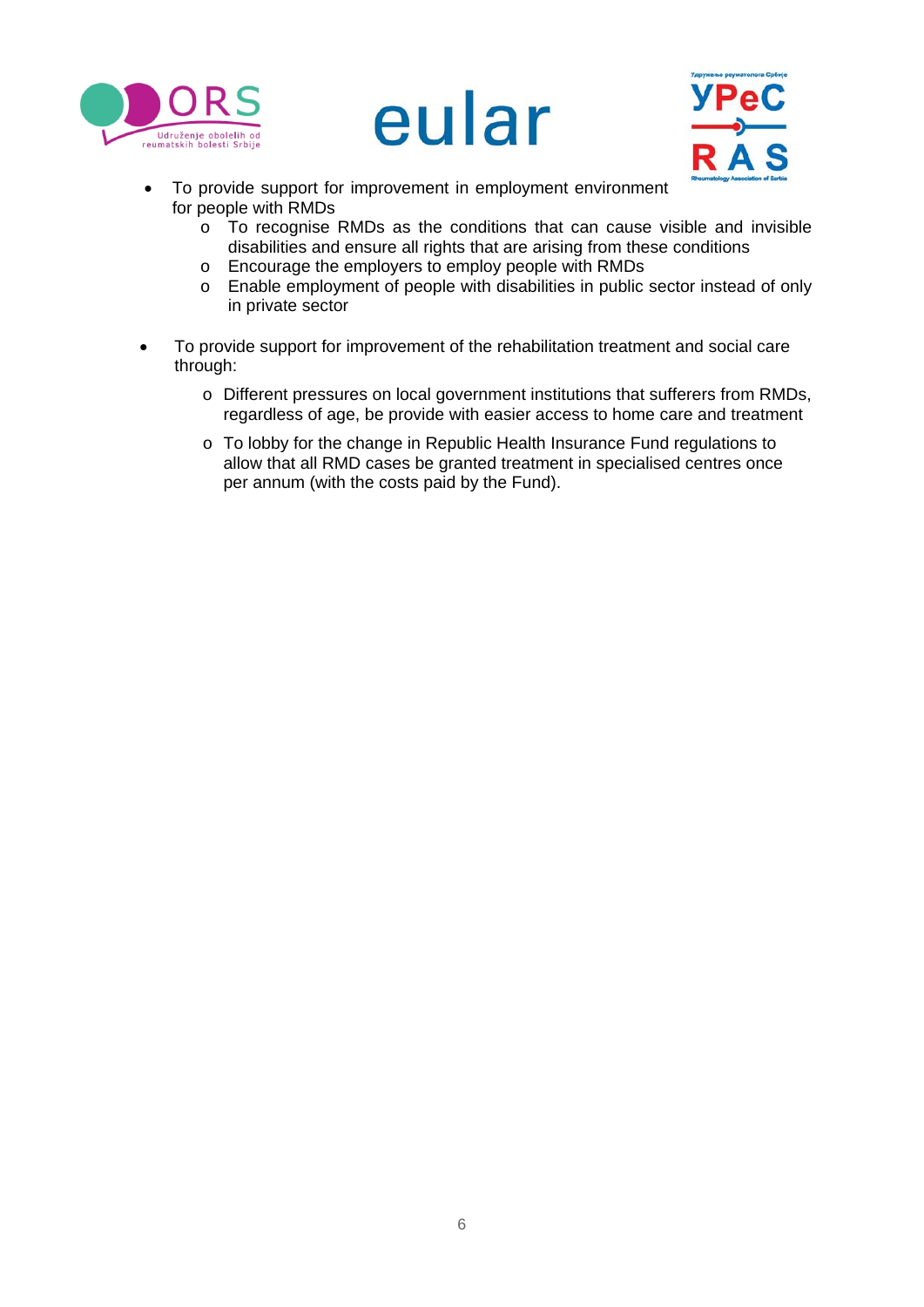- To provide support for improvement in employment environment for people with RMDs
    - To recognise RMDs as the conditions that can cause visible and invisible disabilities and ensure all rights that are arising from these conditions
    - Encourage the employers to employ people with RMDs
    - Enable employment of people with disabilities in public sector instead of only in private sector

- To provide support for improvement of the rehabilitation treatment and social care through:
    - Different pressures on local government institutions that sufferers from RMDs, regardless of age, be provide with easier access to home care and treatment
    - To lobby for the change in Republic Health Insurance Fund regulations to allow that all RMD cases be granted treatment in specialised centres once per annum (with the costs paid by the Fund).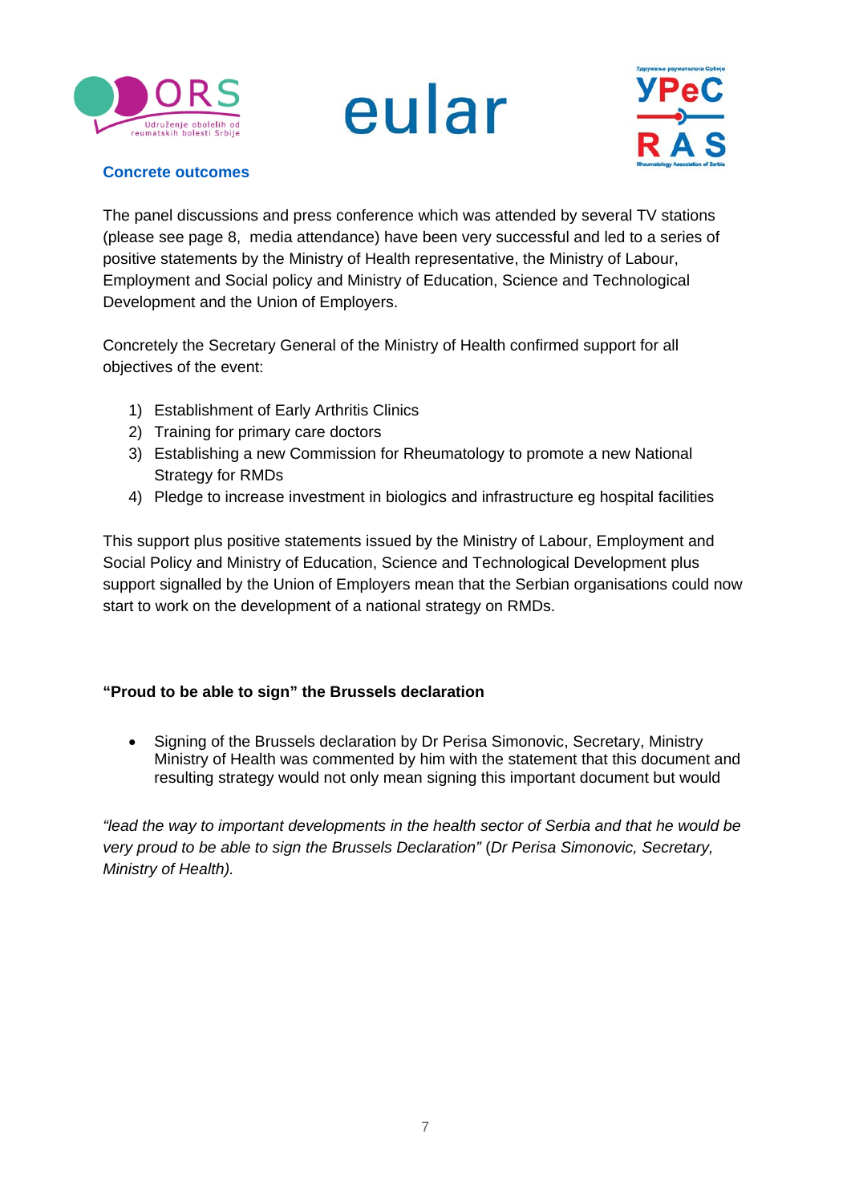## Concrete outcomes

The panel discussions and press conference which was attended by several TV stations (please see page 8, media attendance) have been very successful and led to a series of positive statements by the Ministry of Health representative, the Ministry of Labour, Employment and Social policy and Ministry of Education, Science and Technological Development and the Union of Employers.

Concretely the Secretary General of the Ministry of Health confirmed support for all objectives of the event:

1) Establishment of Early Arthritis Clinics
2) Training for primary care doctors
3) Establishing a new Commission for Rheumatology to promote a new National Strategy for RMDs
4) Pledge to increase investment in biologics and infrastructure eg hospital facilities

This support plus positive statements issued by the Ministry of Labour, Employment and Social Policy and Ministry of Education, Science and Technological Development plus support signalled by the Union of Employers mean that the Serbian organisations could now start to work on the development of a national strategy on RMDs.

### "Proud to be able to sign" the Brussels declaration

- Signing of the Brussels declaration by Dr Perisa Simonovic, Secretary, Ministry Ministry of Health was commented by him with the statement that this document and resulting strategy would not only mean signing this important document but would

*"lead the way to important developments in the health sector of Serbia and that he would be very proud to be able to sign the Brussels Declaration"* (*Dr Perisa Simonovic, Secretary, Ministry of Health).*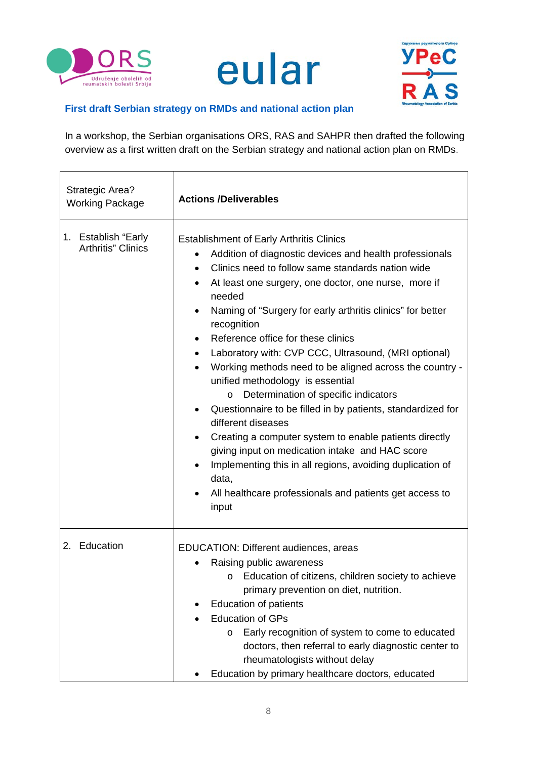### First draft Serbian strategy on RMDs and national action plan

In a workshop, the Serbian organisations ORS, RAS and SAHPR then drafted the following overview as a first written draft on the Serbian strategy and national action plan on RMDs.

| Strategic Area? Working Package | Actions /Deliverables |
|---|---|
| 1. Establish "Early Arthritis" Clinics | Establishment of Early Arthritis Clinics<br>• Addition of diagnostic devices and health professionals<br>• Clinics need to follow same standards nation wide<br>• At least one surgery, one doctor, one nurse, more if needed<br>• Naming of "Surgery for early arthritis clinics" for better recognition<br>• Reference office for these clinics<br>• Laboratory with: CVP CCC, Ultrasound, (MRI optional)<br>• Working methods need to be aligned across the country - unified methodology is essential<br>  o Determination of specific indicators<br>• Questionnaire to be filled in by patients, standardized for different diseases<br>• Creating a computer system to enable patients directly giving input on medication intake and HAC score<br>• Implementing this in all regions, avoiding duplication of data,<br>• All healthcare professionals and patients get access to input |
| 2. Education | EDUCATION: Different audiences, areas<br>• Raising public awareness<br>  o Education of citizens, children society to achieve primary prevention on diet, nutrition.<br>• Education of patients<br>• Education of GPs<br>  o Early recognition of system to come to educated doctors, then referral to early diagnostic center to rheumatologists without delay<br>• Education by primary healthcare doctors, educated |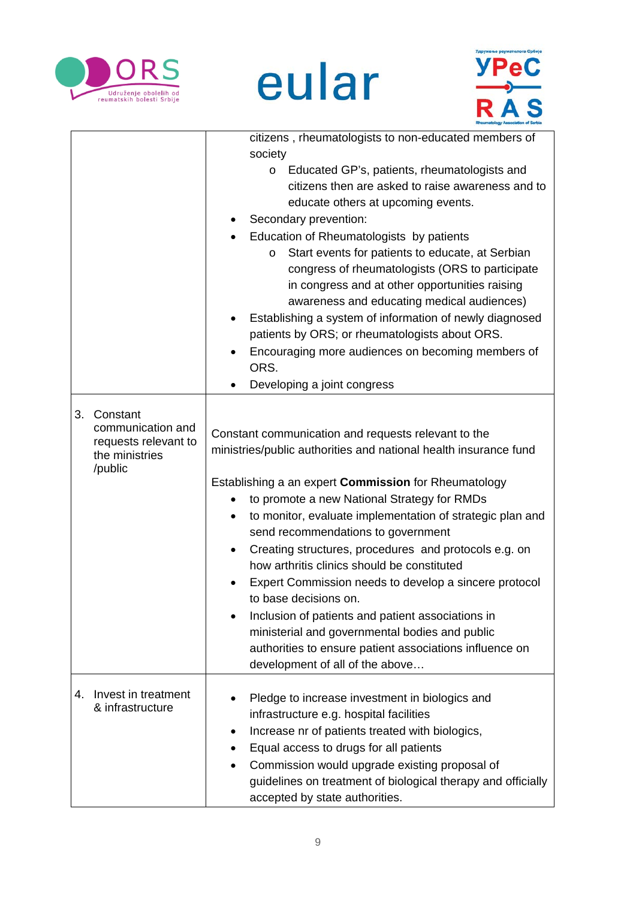| | |
|---|---|
| | citizens , rheumatologists to non-educated members of society<br>◦ Educated GP's, patients, rheumatologists and citizens then are asked to raise awareness and to educate others at upcoming events.<br>• Secondary prevention:<br>• Education of Rheumatologists by patients<br>◦ Start events for patients to educate, at Serbian congress of rheumatologists (ORS to participate in congress and at other opportunities raising awareness and educating medical audiences)<br>• Establishing a system of information of newly diagnosed patients by ORS; or rheumatologists about ORS.<br>• Encouraging more audiences on becoming members of ORS.<br>• Developing a joint congress |
| 3. Constant communication and requests relevant to the ministries /public | Constant communication and requests relevant to the ministries/public authorities and national health insurance fund<br><br>Establishing a an expert **Commission** for Rheumatology<br>• to promote a new National Strategy for RMDs<br>• to monitor, evaluate implementation of strategic plan and send recommendations to government<br>• Creating structures, procedures and protocols e.g. on how arthritis clinics should be constituted<br>• Expert Commission needs to develop a sincere protocol to base decisions on.<br>• Inclusion of patients and patient associations in ministerial and governmental bodies and public authorities to ensure patient associations influence on development of all of the above… |
| 4. Invest in treatment & infrastructure | • Pledge to increase investment in biologics and infrastructure e.g. hospital facilities<br>• Increase nr of patients treated with biologics,<br>• Equal access to drugs for all patients<br>• Commission would upgrade existing proposal of guidelines on treatment of biological therapy and officially accepted by state authorities. |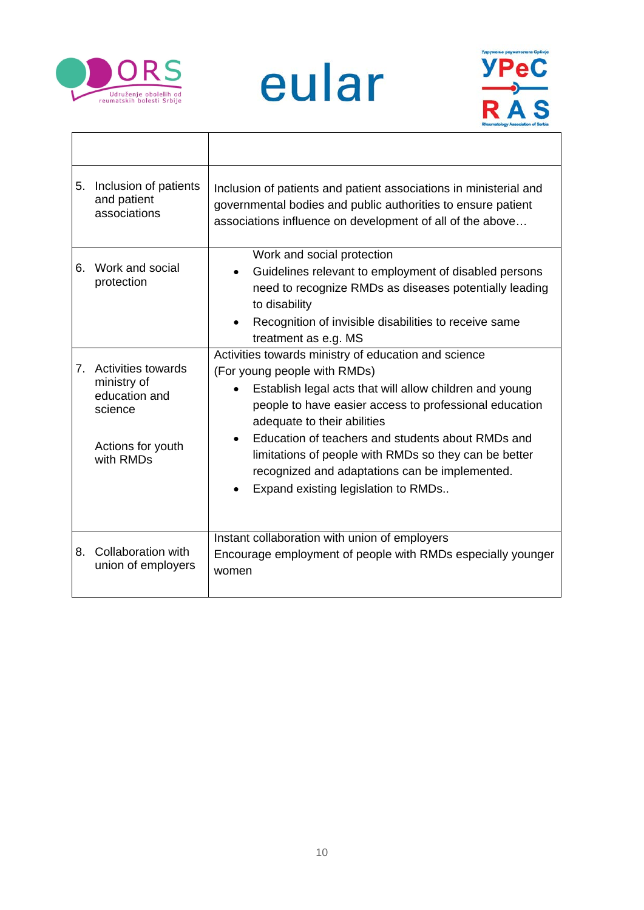| | |
|---|---|
| 5. Inclusion of patients and patient associations | Inclusion of patients and patient associations in ministerial and governmental bodies and public authorities to ensure patient associations influence on development of all of the above… |
| 6. Work and social protection | Work and social protection<br>• Guidelines relevant to employment of disabled persons need to recognize RMDs as diseases potentially leading to disability<br>• Recognition of invisible disabilities to receive same treatment as e.g. MS |
| 7. Activities towards ministry of education and science<br><br>Actions for youth with RMDs | Activities towards ministry of education and science<br>(For young people with RMDs)<br>• Establish legal acts that will allow children and young people to have easier access to professional education adequate to their abilities<br>• Education of teachers and students about RMDs and limitations of people with RMDs so they can be better recognized and adaptations can be implemented.<br>• Expand existing legislation to RMDs.. |
| 8. Collaboration with union of employers | Instant collaboration with union of employers<br>Encourage employment of people with RMDs especially younger women |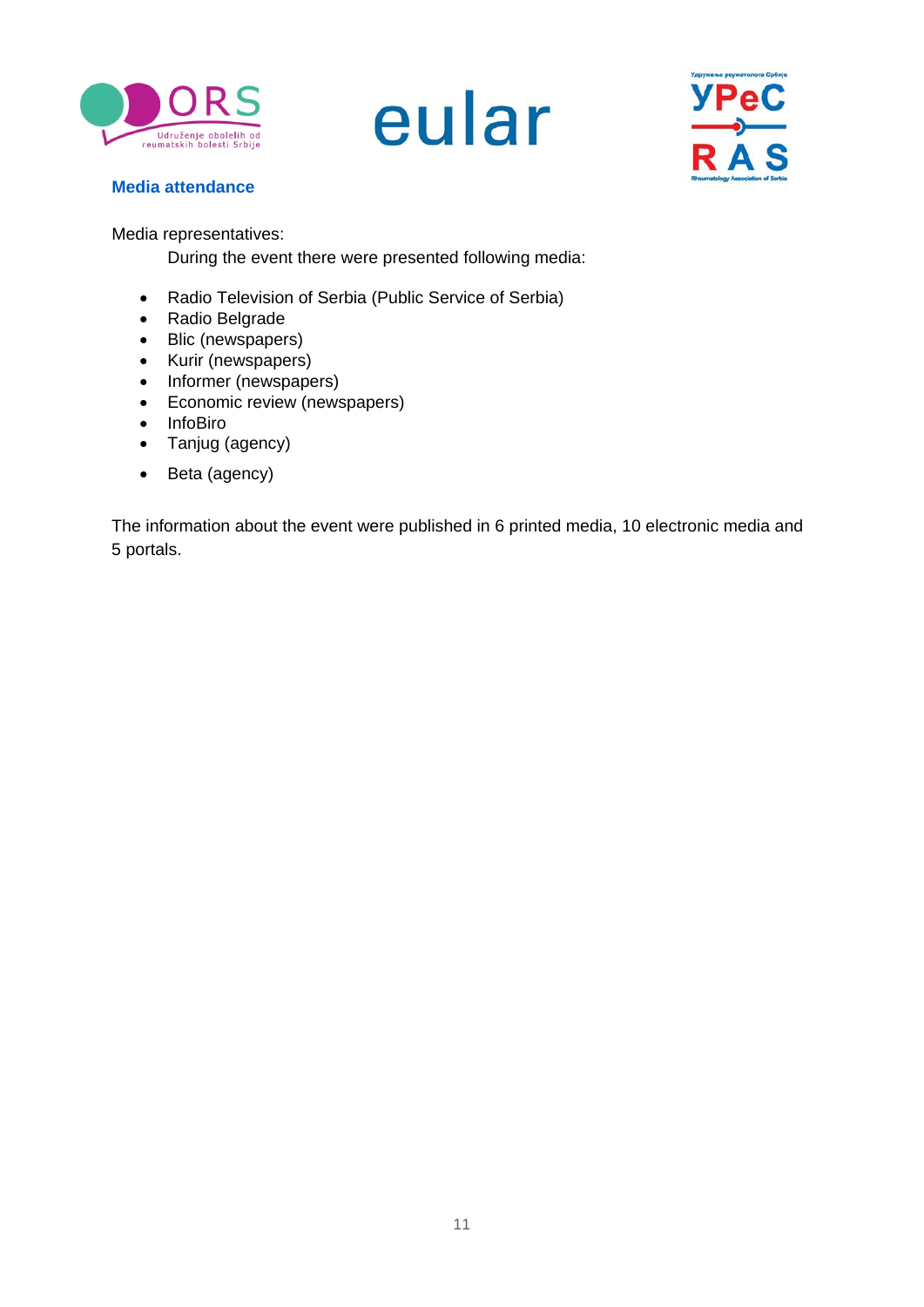## Media attendance

Media representatives:

During the event there were presented following media:

- Radio Television of Serbia (Public Service of Serbia)
- Radio Belgrade
- Blic (newspapers)
- Kurir (newspapers)
- Informer (newspapers)
- Economic review (newspapers)
- InfoBiro
- Tanjug (agency)
- Beta (agency)

The information about the event were published in 6 printed media, 10 electronic media and 5 portals.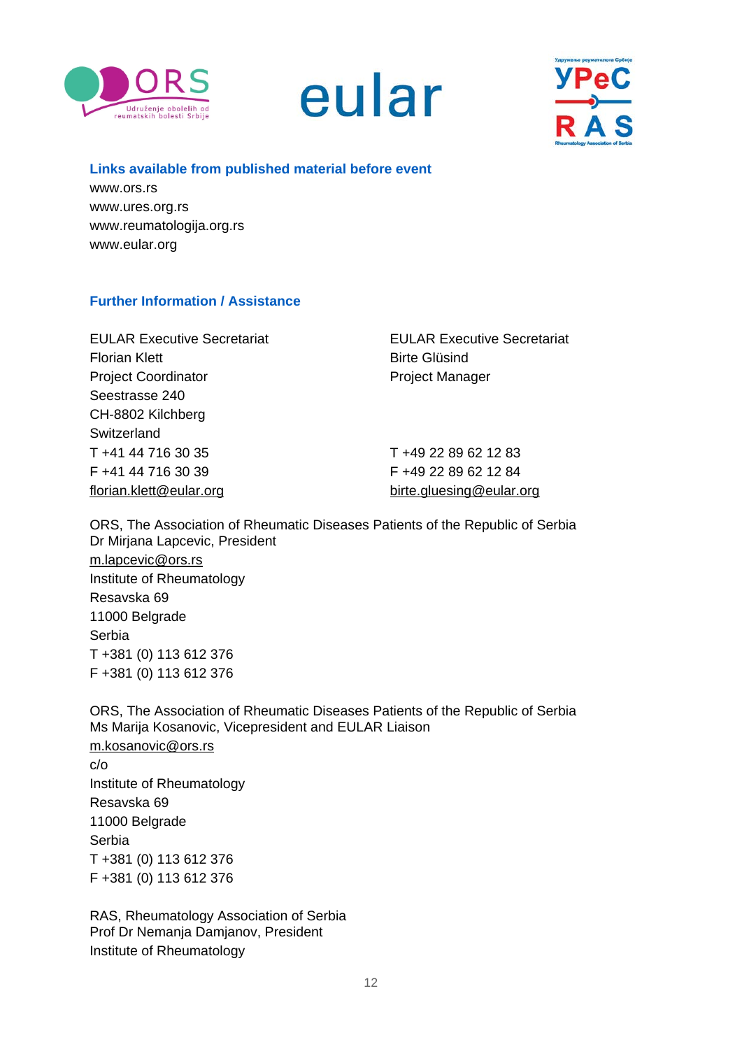**Links available from published material before event**

www.ors.rs
www.ures.org.rs
www.reumatologija.org.rs
www.eular.org

**Further Information / Assistance**

EULAR Executive Secretariat
Florian Klett
Project Coordinator
Seestrasse 240
CH-8802 Kilchberg
Switzerland
T +41 44 716 30 35
F +41 44 716 30 39
florian.klett@eular.org

EULAR Executive Secretariat
Birte Glüsind
Project Manager

T +49 22 89 62 12 83
F +49 22 89 62 12 84
birte.gluesing@eular.org

ORS, The Association of Rheumatic Diseases Patients of the Republic of Serbia
Dr Mirjana Lapcevic, President
m.lapcevic@ors.rs
Institute of Rheumatology
Resavska 69
11000 Belgrade
Serbia
T +381 (0) 113 612 376
F +381 (0) 113 612 376

ORS, The Association of Rheumatic Diseases Patients of the Republic of Serbia
Ms Marija Kosanovic, Vicepresident and EULAR Liaison
m.kosanovic@ors.rs
c/o
Institute of Rheumatology
Resavska 69
11000 Belgrade
Serbia
T +381 (0) 113 612 376
F +381 (0) 113 612 376

RAS, Rheumatology Association of Serbia
Prof Dr Nemanja Damjanov, President
Institute of Rheumatology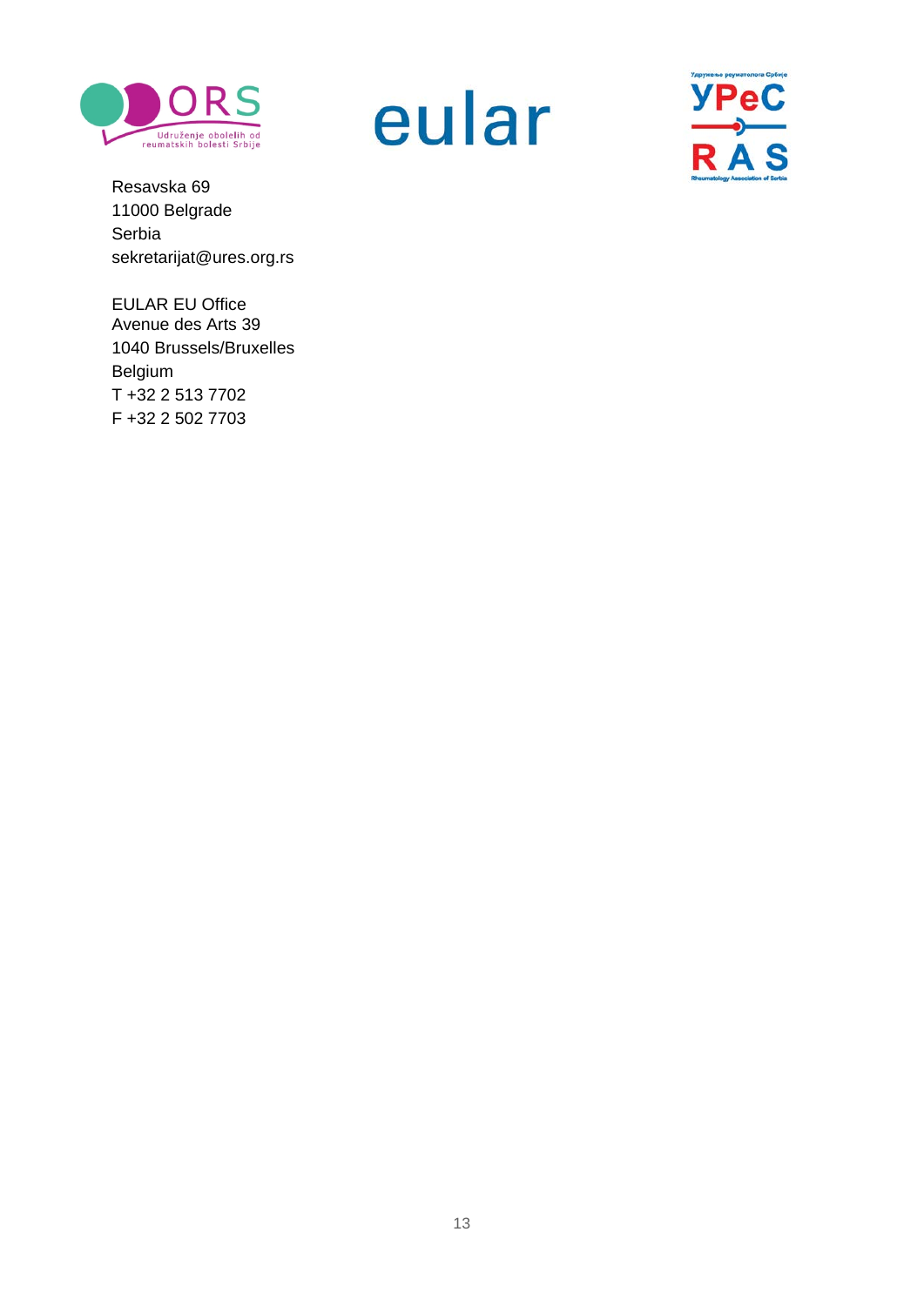ORS

Udruženje obolelih od reumatskih bolesti Srbije

eular

Удружење реуматолога Србије

УРеС

RAS

Rheumatology Association of Serbia

Resavska 69
11000 Belgrade
Serbia
sekretarijat@ures.org.rs

EULAR EU Office
Avenue des Arts 39
1040 Brussels/Bruxelles
Belgium
T +32 2 513 7702
F +32 2 502 7703